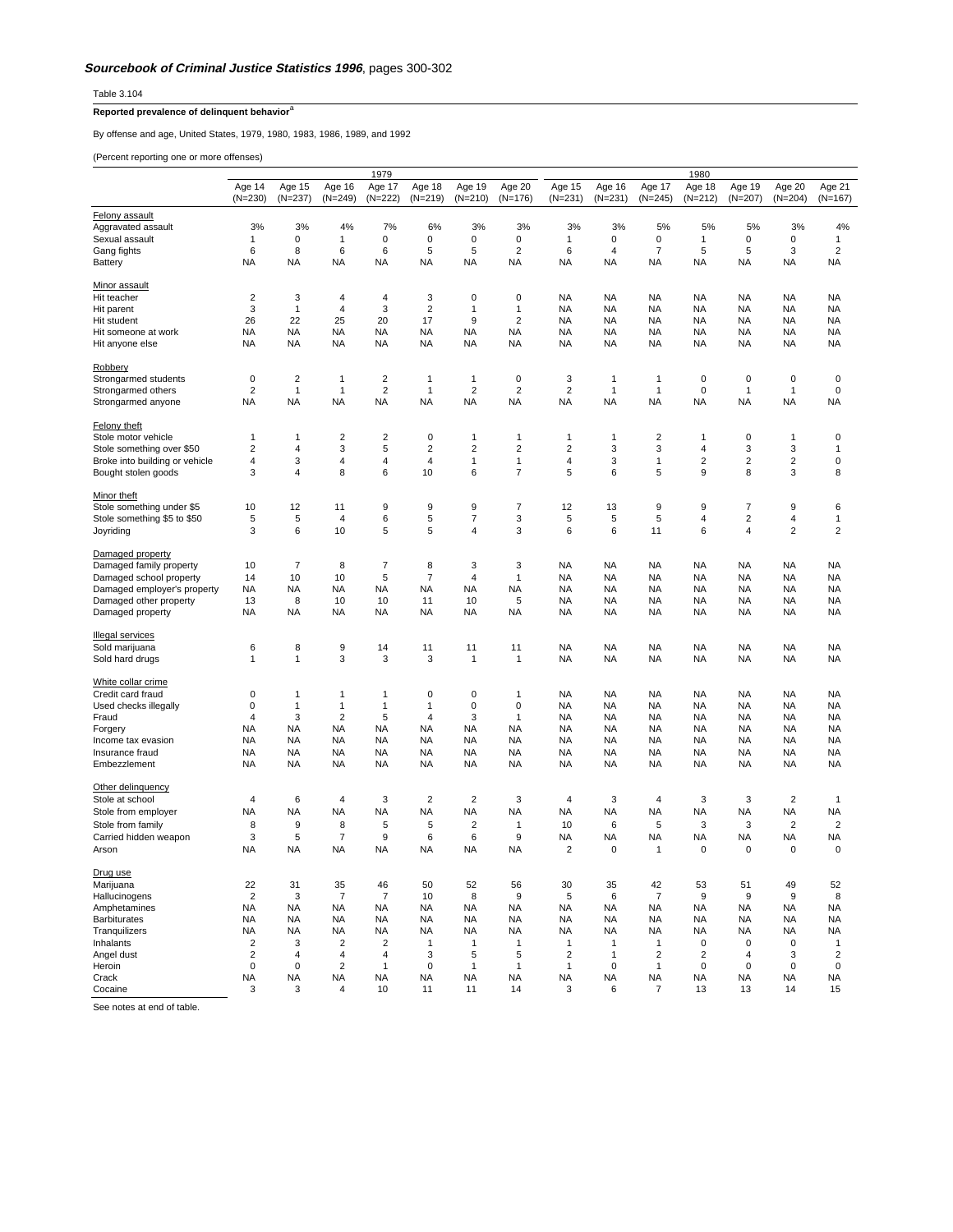***Sourcebook of Criminal Justice Statistics 1996***, pages 300-302

Table 3.104

**Reported prevalence of delinquent behavior**[a]

By offense and age, United States, 1979, 1980, 1983, 1986, 1989, and 1992

(Percent reporting one or more offenses)

| | 1979 | | | | | | | 1980 | | | | | | |
|---|---|---|---|---|---|---|---|---|---|---|---|---|---|---|
| | Age 14 (N=230) | Age 15 (N=237) | Age 16 (N=249) | Age 17 (N=222) | Age 18 (N=219) | Age 19 (N=210) | Age 20 (N=176) | Age 15 (N=231) | Age 16 (N=231) | Age 17 (N=245) | Age 18 (N=212) | Age 19 (N=207) | Age 20 (N=204) | Age 21 (N=167) |
| Felony assault | | | | | | | | | | | | | | |
| Aggravated assault | 3% | 3% | 4% | 7% | 6% | 3% | 3% | 3% | 3% | 5% | 5% | 5% | 3% | 4% |
| Sexual assault | 1 | 0 | 1 | 0 | 0 | 0 | 0 | 1 | 0 | 0 | 1 | 0 | 0 | 1 |
| Gang fights | 6 | 8 | 6 | 6 | 5 | 5 | 2 | 6 | 4 | 7 | 5 | 5 | 3 | 2 |
| Battery | NA | NA | NA | NA | NA | NA | NA | NA | NA | NA | NA | NA | NA | NA |
| Minor assault | | | | | | | | | | | | | | |
| Hit teacher | 2 | 3 | 4 | 4 | 3 | 0 | 0 | NA | NA | NA | NA | NA | NA | NA |
| Hit parent | 3 | 1 | 4 | 3 | 2 | 1 | 1 | NA | NA | NA | NA | NA | NA | NA |
| Hit student | 26 | 22 | 25 | 20 | 17 | 9 | 2 | NA | NA | NA | NA | NA | NA | NA |
| Hit someone at work | NA | NA | NA | NA | NA | NA | NA | NA | NA | NA | NA | NA | NA | NA |
| Hit anyone else | NA | NA | NA | NA | NA | NA | NA | NA | NA | NA | NA | NA | NA | NA |
| Robbery | | | | | | | | | | | | | | |
| Strongarmed students | 0 | 2 | 1 | 2 | 1 | 1 | 0 | 3 | 1 | 1 | 0 | 0 | 0 | 0 |
| Strongarmed others | 2 | 1 | 1 | 2 | 1 | 2 | 2 | 2 | 1 | 1 | 0 | 1 | 1 | 0 |
| Strongarmed anyone | NA | NA | NA | NA | NA | NA | NA | NA | NA | NA | NA | NA | NA | NA |
| Felony theft | | | | | | | | | | | | | | |
| Stole motor vehicle | 1 | 1 | 2 | 2 | 0 | 1 | 1 | 1 | 1 | 2 | 1 | 0 | 1 | 0 |
| Stole something over $50 | 2 | 4 | 3 | 5 | 2 | 2 | 2 | 2 | 3 | 3 | 4 | 3 | 3 | 1 |
| Broke into building or vehicle | 4 | 3 | 4 | 4 | 4 | 1 | 1 | 4 | 3 | 1 | 2 | 2 | 2 | 0 |
| Bought stolen goods | 3 | 4 | 8 | 6 | 10 | 6 | 7 | 5 | 6 | 5 | 9 | 8 | 3 | 8 |
| Minor theft | | | | | | | | | | | | | | |
| Stole something under $5 | 10 | 12 | 11 | 9 | 9 | 9 | 7 | 12 | 13 | 9 | 9 | 7 | 9 | 6 |
| Stole something $5 to $50 | 5 | 5 | 4 | 6 | 5 | 7 | 3 | 5 | 5 | 5 | 4 | 2 | 4 | 1 |
| Joyriding | 3 | 6 | 10 | 5 | 5 | 4 | 3 | 6 | 6 | 11 | 6 | 4 | 2 | 2 |
| Damaged property | | | | | | | | | | | | | | |
| Damaged family property | 10 | 7 | 8 | 7 | 8 | 3 | 3 | NA | NA | NA | NA | NA | NA | NA |
| Damaged school property | 14 | 10 | 10 | 5 | 7 | 4 | 1 | NA | NA | NA | NA | NA | NA | NA |
| Damaged employer's property | NA | NA | NA | NA | NA | NA | NA | NA | NA | NA | NA | NA | NA | NA |
| Damaged other property | 13 | 8 | 10 | 10 | 11 | 10 | 5 | NA | NA | NA | NA | NA | NA | NA |
| Damaged property | NA | NA | NA | NA | NA | NA | NA | NA | NA | NA | NA | NA | NA | NA |
| Illegal services | | | | | | | | | | | | | | |
| Sold marijuana | 6 | 8 | 9 | 14 | 11 | 11 | 11 | NA | NA | NA | NA | NA | NA | NA |
| Sold hard drugs | 1 | 1 | 3 | 3 | 3 | 1 | 1 | NA | NA | NA | NA | NA | NA | NA |
| White collar crime | | | | | | | | | | | | | | |
| Credit card fraud | 0 | 1 | 1 | 1 | 0 | 0 | 1 | NA | NA | NA | NA | NA | NA | NA |
| Used checks illegally | 0 | 1 | 1 | 1 | 1 | 0 | 0 | NA | NA | NA | NA | NA | NA | NA |
| Fraud | 4 | 3 | 2 | 5 | 4 | 3 | 1 | NA | NA | NA | NA | NA | NA | NA |
| Forgery | NA | NA | NA | NA | NA | NA | NA | NA | NA | NA | NA | NA | NA | NA |
| Income tax evasion | NA | NA | NA | NA | NA | NA | NA | NA | NA | NA | NA | NA | NA | NA |
| Insurance fraud | NA | NA | NA | NA | NA | NA | NA | NA | NA | NA | NA | NA | NA | NA |
| Embezzlement | NA | NA | NA | NA | NA | NA | NA | NA | NA | NA | NA | NA | NA | NA |
| Other delinquency | | | | | | | | | | | | | | |
| Stole at school | 4 | 6 | 4 | 3 | 2 | 2 | 3 | 4 | 3 | 4 | 3 | 3 | 2 | 1 |
| Stole from employer | NA | NA | NA | NA | NA | NA | NA | NA | NA | NA | NA | NA | NA | NA |
| Stole from family | 8 | 9 | 8 | 5 | 5 | 2 | 1 | 10 | 6 | 5 | 3 | 3 | 2 | 2 |
| Carried hidden weapon | 3 | 5 | 7 | 9 | 6 | 6 | 9 | NA | NA | NA | NA | NA | NA | NA |
| Arson | NA | NA | NA | NA | NA | NA | NA | 2 | 0 | 1 | 0 | 0 | 0 | 0 |
| Drug use | | | | | | | | | | | | | | |
| Marijuana | 22 | 31 | 35 | 46 | 50 | 52 | 56 | 30 | 35 | 42 | 53 | 51 | 49 | 52 |
| Hallucinogens | 2 | 3 | 7 | 7 | 10 | 8 | 9 | 5 | 6 | 7 | 9 | 9 | 9 | 8 |
| Amphetamines | NA | NA | NA | NA | NA | NA | NA | NA | NA | NA | NA | NA | NA | NA |
| Barbiturates | NA | NA | NA | NA | NA | NA | NA | NA | NA | NA | NA | NA | NA | NA |
| Tranquilizers | NA | NA | NA | NA | NA | NA | NA | NA | NA | NA | NA | NA | NA | NA |
| Inhalants | 2 | 3 | 2 | 2 | 1 | 1 | 1 | 1 | 1 | 1 | 0 | 0 | 0 | 1 |
| Angel dust | 2 | 4 | 4 | 4 | 3 | 5 | 5 | 2 | 1 | 2 | 2 | 4 | 3 | 2 |
| Heroin | 0 | 0 | 2 | 1 | 0 | 1 | 1 | 1 | 0 | 1 | 0 | 0 | 0 | 0 |
| Crack | NA | NA | NA | NA | NA | NA | NA | NA | NA | NA | NA | NA | NA | NA |
| Cocaine | 3 | 3 | 4 | 10 | 11 | 11 | 14 | 3 | 6 | 7 | 13 | 13 | 14 | 15 |

See notes at end of table.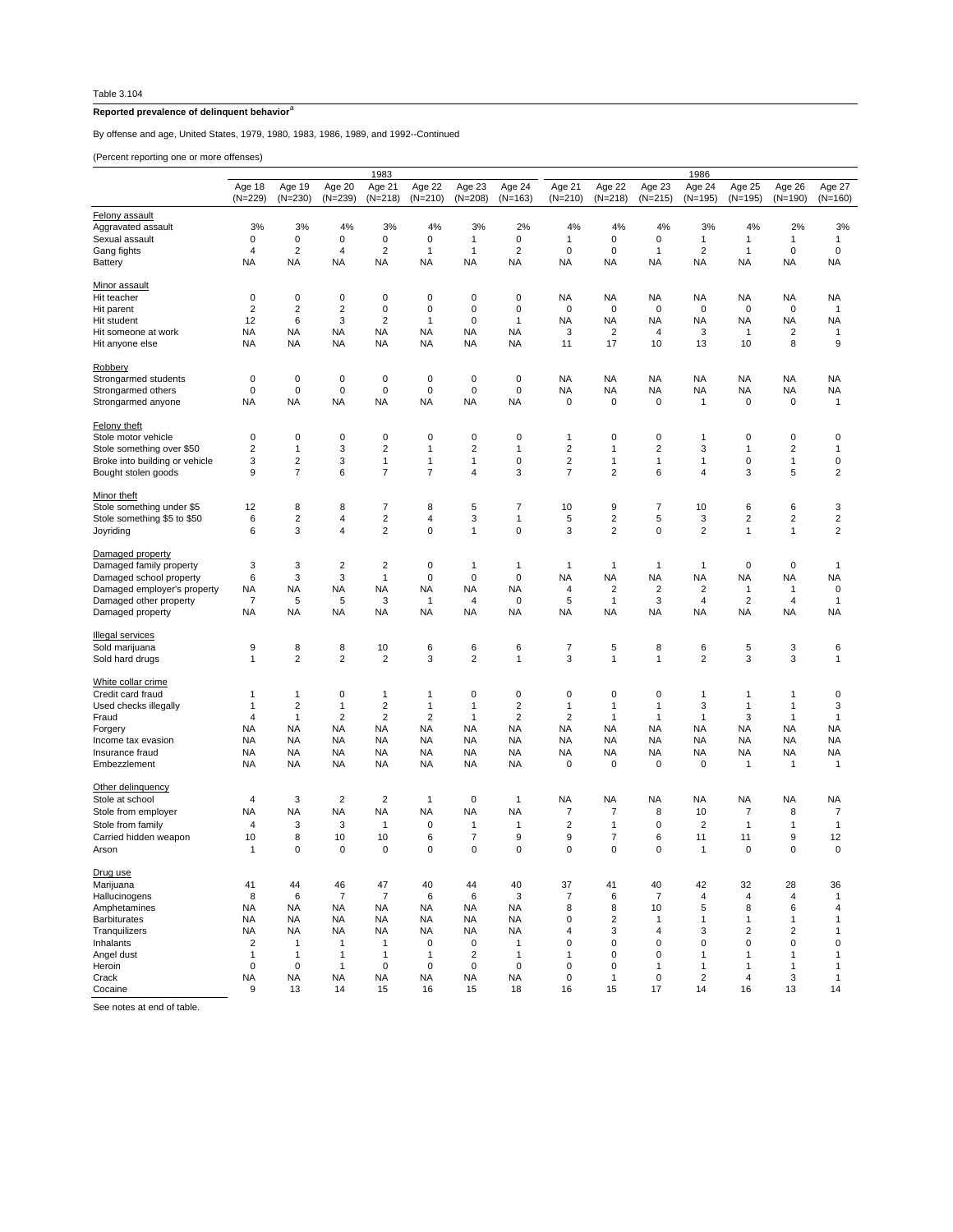Table 3.104

**Reported prevalence of delinquent behavior**[a]

By offense and age, United States, 1979, 1980, 1983, 1986, 1989, and 1992--Continued

(Percent reporting one or more offenses)

| | 1983 | | | | | | | 1986 | | | | | | |
|---|---|---|---|---|---|---|---|---|---|---|---|---|---|---|
| | Age 18 (N=229) | Age 19 (N=230) | Age 20 (N=239) | Age 21 (N=218) | Age 22 (N=210) | Age 23 (N=208) | Age 24 (N=163) | Age 21 (N=210) | Age 22 (N=218) | Age 23 (N=215) | Age 24 (N=195) | Age 25 (N=195) | Age 26 (N=190) | Age 27 (N=160) |
| Felony assault | | | | | | | | | | | | | | |
| Aggravated assault | 3% | 3% | 4% | 3% | 4% | 3% | 2% | 4% | 4% | 4% | 3% | 4% | 2% | 3% |
| Sexual assault | 0 | 0 | 0 | 0 | 0 | 1 | 0 | 1 | 0 | 0 | 1 | 1 | 1 | 1 |
| Gang fights | 4 | 2 | 4 | 2 | 1 | 1 | 2 | 0 | 0 | 1 | 2 | 1 | 0 | 0 |
| Battery | NA | NA | NA | NA | NA | NA | NA | NA | NA | NA | NA | NA | NA | NA |
| Minor assault | | | | | | | | | | | | | | |
| Hit teacher | 0 | 0 | 0 | 0 | 0 | 0 | 0 | NA | NA | NA | NA | NA | NA | NA |
| Hit parent | 2 | 2 | 2 | 0 | 0 | 0 | 0 | 0 | 0 | 0 | 0 | 0 | 0 | 1 |
| Hit student | 12 | 6 | 3 | 2 | 1 | 0 | 1 | NA | NA | NA | NA | NA | NA | NA |
| Hit someone at work | NA | NA | NA | NA | NA | NA | NA | 3 | 2 | 4 | 3 | 1 | 2 | 1 |
| Hit anyone else | NA | NA | NA | NA | NA | NA | NA | 11 | 17 | 10 | 13 | 10 | 8 | 9 |
| Robbery | | | | | | | | | | | | | | |
| Strongarmed students | 0 | 0 | 0 | 0 | 0 | 0 | 0 | NA | NA | NA | NA | NA | NA | NA |
| Strongarmed others | 0 | 0 | 0 | 0 | 0 | 0 | 0 | NA | NA | NA | NA | NA | NA | NA |
| Strongarmed anyone | NA | NA | NA | NA | NA | NA | NA | 0 | 0 | 0 | 1 | 0 | 0 | 1 |
| Felony theft | | | | | | | | | | | | | | |
| Stole motor vehicle | 0 | 0 | 0 | 0 | 0 | 0 | 0 | 1 | 0 | 0 | 1 | 0 | 0 | 0 |
| Stole something over $50 | 2 | 1 | 3 | 2 | 1 | 2 | 1 | 2 | 1 | 2 | 3 | 1 | 2 | 1 |
| Broke into building or vehicle | 3 | 2 | 3 | 1 | 1 | 1 | 0 | 2 | 1 | 1 | 1 | 0 | 1 | 0 |
| Bought stolen goods | 9 | 7 | 6 | 7 | 7 | 4 | 3 | 7 | 2 | 6 | 4 | 3 | 5 | 2 |
| Minor theft | | | | | | | | | | | | | | |
| Stole something under $5 | 12 | 8 | 8 | 7 | 8 | 5 | 7 | 10 | 9 | 7 | 10 | 6 | 6 | 3 |
| Stole something $5 to $50 | 6 | 2 | 4 | 2 | 4 | 3 | 1 | 5 | 2 | 5 | 3 | 2 | 2 | 2 |
| Joyriding | 6 | 3 | 4 | 2 | 0 | 1 | 0 | 3 | 2 | 0 | 2 | 1 | 1 | 2 |
| Damaged property | | | | | | | | | | | | | | |
| Damaged family property | 3 | 3 | 2 | 2 | 0 | 1 | 1 | 1 | 1 | 1 | 1 | 0 | 0 | 1 |
| Damaged school property | 6 | 3 | 3 | 1 | 0 | 0 | 0 | NA | NA | NA | NA | NA | NA | NA |
| Damaged employer's property | NA | NA | NA | NA | NA | NA | NA | 4 | 2 | 2 | 2 | 1 | 1 | 0 |
| Damaged other property | 7 | 5 | 5 | 3 | 1 | 4 | 0 | 5 | 1 | 3 | 4 | 2 | 4 | 1 |
| Damaged property | NA | NA | NA | NA | NA | NA | NA | NA | NA | NA | NA | NA | NA | NA |
| Illegal services | | | | | | | | | | | | | | |
| Sold marijuana | 9 | 8 | 8 | 10 | 6 | 6 | 6 | 7 | 5 | 8 | 6 | 5 | 3 | 6 |
| Sold hard drugs | 1 | 2 | 2 | 2 | 3 | 2 | 1 | 3 | 1 | 1 | 2 | 3 | 3 | 1 |
| White collar crime | | | | | | | | | | | | | | |
| Credit card fraud | 1 | 1 | 0 | 1 | 1 | 0 | 0 | 0 | 0 | 0 | 1 | 1 | 1 | 0 |
| Used checks illegally | 1 | 2 | 1 | 2 | 1 | 1 | 2 | 1 | 1 | 1 | 3 | 1 | 1 | 3 |
| Fraud | 4 | 1 | 2 | 2 | 2 | 1 | 2 | 2 | 1 | 1 | 1 | 3 | 1 | 1 |
| Forgery | NA | NA | NA | NA | NA | NA | NA | NA | NA | NA | NA | NA | NA | NA |
| Income tax evasion | NA | NA | NA | NA | NA | NA | NA | NA | NA | NA | NA | NA | NA | NA |
| Insurance fraud | NA | NA | NA | NA | NA | NA | NA | NA | NA | NA | NA | NA | NA | NA |
| Embezzlement | NA | NA | NA | NA | NA | NA | NA | 0 | 0 | 0 | 0 | 1 | 1 | 1 |
| Other delinquency | | | | | | | | | | | | | | |
| Stole at school | 4 | 3 | 2 | 2 | 1 | 0 | 1 | NA | NA | NA | NA | NA | NA | NA |
| Stole from employer | NA | NA | NA | NA | NA | NA | NA | 7 | 7 | 8 | 10 | 7 | 8 | 7 |
| Stole from family | 4 | 3 | 3 | 1 | 0 | 1 | 1 | 2 | 1 | 0 | 2 | 1 | 1 | 1 |
| Carried hidden weapon | 10 | 8 | 10 | 10 | 6 | 7 | 9 | 9 | 7 | 6 | 11 | 11 | 9 | 12 |
| Arson | 1 | 0 | 0 | 0 | 0 | 0 | 0 | 0 | 0 | 0 | 1 | 0 | 0 | 0 |
| Drug use | | | | | | | | | | | | | | |
| Marijuana | 41 | 44 | 46 | 47 | 40 | 44 | 40 | 37 | 41 | 40 | 42 | 32 | 28 | 36 |
| Hallucinogens | 8 | 6 | 7 | 7 | 6 | 6 | 3 | 7 | 6 | 7 | 4 | 4 | 4 | 1 |
| Amphetamines | NA | NA | NA | NA | NA | NA | NA | 8 | 8 | 10 | 5 | 8 | 6 | 4 |
| Barbiturates | NA | NA | NA | NA | NA | NA | NA | 0 | 2 | 1 | 1 | 1 | 1 | 1 |
| Tranquilizers | NA | NA | NA | NA | NA | NA | NA | 4 | 3 | 4 | 3 | 2 | 2 | 1 |
| Inhalants | 2 | 1 | 1 | 1 | 0 | 0 | 1 | 0 | 0 | 0 | 0 | 0 | 0 | 0 |
| Angel dust | 1 | 1 | 1 | 1 | 1 | 2 | 1 | 1 | 0 | 0 | 1 | 1 | 1 | 1 |
| Heroin | 0 | 0 | 1 | 0 | 0 | 0 | 0 | 0 | 0 | 1 | 1 | 1 | 1 | 1 |
| Crack | NA | NA | NA | NA | NA | NA | NA | 0 | 1 | 0 | 2 | 4 | 3 | 1 |
| Cocaine | 9 | 13 | 14 | 15 | 16 | 15 | 18 | 16 | 15 | 17 | 14 | 16 | 13 | 14 |

See notes at end of table.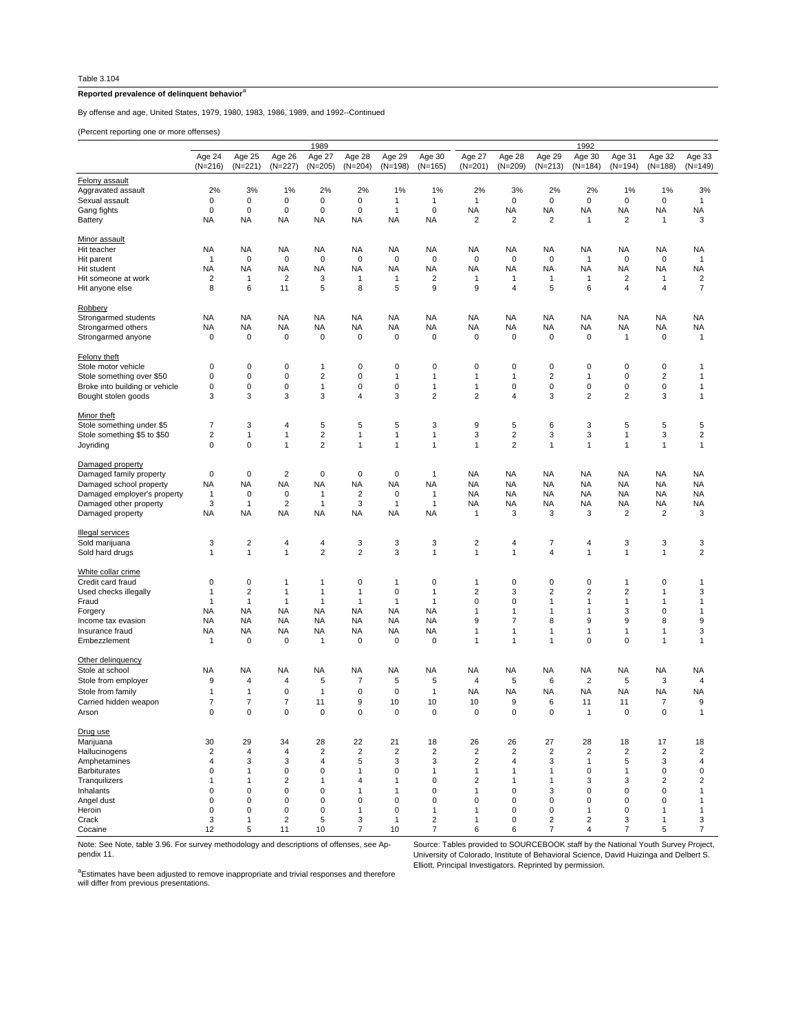Table 3.104

**Reported prevalence of delinquent behavior**[a]

By offense and age, United States, 1979, 1980, 1983, 1986, 1989, and 1992--Continued

(Percent reporting one or more offenses)

| | 1989 | | | | | | | 1992 | | | | | | |
|---|---|---|---|---|---|---|---|---|---|---|---|---|---|---|
| | Age 24 (N=216) | Age 25 (N=221) | Age 26 (N=227) | Age 27 (N=205) | Age 28 (N=204) | Age 29 (N=198) | Age 30 (N=165) | Age 27 (N=201) | Age 28 (N=209) | Age 29 (N=213) | Age 30 (N=184) | Age 31 (N=194) | Age 32 (N=188) | Age 33 (N=149) |
| Felony assault | | | | | | | | | | | | | | |
| Aggravated assault | 2% | 3% | 1% | 2% | 2% | 1% | 1% | 2% | 3% | 2% | 2% | 1% | 1% | 3% |
| Sexual assault | 0 | 0 | 0 | 0 | 0 | 1 | 1 | 1 | 0 | 0 | 0 | 0 | 0 | 1 |
| Gang fights | 0 | 0 | 0 | 0 | 0 | 1 | 0 | NA | NA | NA | NA | NA | NA | NA |
| Battery | NA | NA | NA | NA | NA | NA | NA | 2 | 2 | 2 | 1 | 2 | 1 | 3 |
| Minor assault | | | | | | | | | | | | | | |
| Hit teacher | NA | NA | NA | NA | NA | NA | NA | NA | NA | NA | NA | NA | NA | NA |
| Hit parent | 1 | 0 | 0 | 0 | 0 | 0 | 0 | 0 | 0 | 0 | 1 | 0 | 0 | 1 |
| Hit student | NA | NA | NA | NA | NA | NA | NA | NA | NA | NA | NA | NA | NA | NA |
| Hit someone at work | 2 | 1 | 2 | 3 | 1 | 1 | 2 | 1 | 1 | 1 | 1 | 2 | 1 | 2 |
| Hit anyone else | 8 | 6 | 11 | 5 | 8 | 5 | 9 | 9 | 4 | 5 | 6 | 4 | 4 | 7 |
| Robbery | | | | | | | | | | | | | | |
| Strongarmed students | NA | NA | NA | NA | NA | NA | NA | NA | NA | NA | NA | NA | NA | NA |
| Strongarmed others | NA | NA | NA | NA | NA | NA | NA | NA | NA | NA | NA | NA | NA | NA |
| Strongarmed anyone | 0 | 0 | 0 | 0 | 0 | 0 | 0 | 0 | 0 | 0 | 0 | 1 | 0 | 1 |
| Felony theft | | | | | | | | | | | | | | |
| Stole motor vehicle | 0 | 0 | 0 | 1 | 0 | 0 | 0 | 0 | 0 | 0 | 0 | 0 | 0 | 1 |
| Stole something over $50 | 0 | 0 | 0 | 2 | 0 | 1 | 1 | 1 | 1 | 2 | 1 | 0 | 2 | 1 |
| Broke into building or vehicle | 0 | 0 | 0 | 1 | 0 | 0 | 1 | 1 | 0 | 0 | 0 | 0 | 0 | 1 |
| Bought stolen goods | 3 | 3 | 3 | 3 | 4 | 3 | 2 | 2 | 4 | 3 | 2 | 2 | 3 | 1 |
| Minor theft | | | | | | | | | | | | | | |
| Stole something under $5 | 7 | 3 | 4 | 5 | 5 | 5 | 3 | 9 | 5 | 6 | 3 | 5 | 5 | 5 |
| Stole something $5 to $50 | 2 | 1 | 1 | 2 | 1 | 1 | 1 | 3 | 2 | 3 | 3 | 1 | 3 | 2 |
| Joyriding | 0 | 0 | 1 | 2 | 1 | 1 | 1 | 1 | 2 | 1 | 1 | 1 | 1 | 1 |
| Damaged property | | | | | | | | | | | | | | |
| Damaged family property | 0 | 0 | 2 | 0 | 0 | 0 | 1 | NA | NA | NA | NA | NA | NA | NA |
| Damaged school property | NA | NA | NA | NA | NA | NA | NA | NA | NA | NA | NA | NA | NA | NA |
| Damaged employer's property | 1 | 0 | 0 | 1 | 2 | 0 | 1 | NA | NA | NA | NA | NA | NA | NA |
| Damaged other property | 3 | 1 | 2 | 1 | 3 | 1 | 1 | NA | NA | NA | NA | NA | NA | NA |
| Damaged property | NA | NA | NA | NA | NA | NA | NA | 1 | 3 | 3 | 3 | 2 | 2 | 3 |
| Illegal services | | | | | | | | | | | | | | |
| Sold marijuana | 3 | 2 | 4 | 4 | 3 | 3 | 3 | 2 | 4 | 7 | 4 | 3 | 3 | 3 |
| Sold hard drugs | 1 | 1 | 1 | 2 | 2 | 3 | 1 | 1 | 1 | 4 | 1 | 1 | 1 | 2 |
| White collar crime | | | | | | | | | | | | | | |
| Credit card fraud | 0 | 0 | 1 | 1 | 0 | 1 | 0 | 1 | 0 | 0 | 0 | 1 | 0 | 1 |
| Used checks illegally | 1 | 2 | 1 | 1 | 1 | 0 | 1 | 2 | 3 | 2 | 2 | 2 | 1 | 3 |
| Fraud | 1 | 1 | 1 | 1 | 1 | 1 | 1 | 0 | 0 | 1 | 1 | 1 | 1 | 1 |
| Forgery | NA | NA | NA | NA | NA | NA | NA | 1 | 1 | 1 | 1 | 3 | 0 | 1 |
| Income tax evasion | NA | NA | NA | NA | NA | NA | NA | 9 | 7 | 8 | 9 | 9 | 8 | 9 |
| Insurance fraud | NA | NA | NA | NA | NA | NA | NA | 1 | 1 | 1 | 1 | 1 | 1 | 3 |
| Embezzlement | 1 | 0 | 0 | 1 | 0 | 0 | 0 | 1 | 1 | 1 | 0 | 0 | 1 | 1 |
| Other delinquency | | | | | | | | | | | | | | |
| Stole at school | NA | NA | NA | NA | NA | NA | NA | NA | NA | NA | NA | NA | NA | NA |
| Stole from employer | 9 | 4 | 4 | 5 | 7 | 5 | 5 | 4 | 5 | 6 | 2 | 5 | 3 | 4 |
| Stole from family | 1 | 1 | 0 | 1 | 0 | 0 | 1 | NA | NA | NA | NA | NA | NA | NA |
| Carried hidden weapon | 7 | 7 | 7 | 11 | 9 | 10 | 10 | 10 | 9 | 6 | 11 | 11 | 7 | 9 |
| Arson | 0 | 0 | 0 | 0 | 0 | 0 | 0 | 0 | 0 | 0 | 1 | 0 | 0 | 1 |
| Drug use | | | | | | | | | | | | | | |
| Marijuana | 30 | 29 | 34 | 28 | 22 | 21 | 18 | 26 | 26 | 27 | 28 | 18 | 17 | 18 |
| Hallucinogens | 2 | 4 | 4 | 2 | 2 | 2 | 2 | 2 | 2 | 2 | 2 | 2 | 2 | 2 |
| Amphetamines | 4 | 3 | 3 | 4 | 5 | 3 | 3 | 2 | 4 | 3 | 1 | 5 | 3 | 4 |
| Barbiturates | 0 | 1 | 0 | 0 | 1 | 0 | 1 | 1 | 1 | 1 | 0 | 1 | 0 | 0 |
| Tranquilizers | 1 | 1 | 2 | 1 | 4 | 1 | 0 | 2 | 1 | 1 | 3 | 3 | 2 | 2 |
| Inhalants | 0 | 0 | 0 | 0 | 1 | 1 | 0 | 1 | 0 | 3 | 0 | 0 | 0 | 1 |
| Angel dust | 0 | 0 | 0 | 0 | 0 | 0 | 0 | 0 | 0 | 0 | 0 | 0 | 0 | 1 |
| Heroin | 0 | 0 | 0 | 0 | 1 | 0 | 1 | 1 | 0 | 0 | 1 | 0 | 1 | 1 |
| Crack | 3 | 1 | 2 | 5 | 3 | 1 | 2 | 1 | 0 | 2 | 2 | 3 | 1 | 3 |
| Cocaine | 12 | 5 | 11 | 10 | 7 | 10 | 7 | 6 | 6 | 7 | 4 | 7 | 5 | 7 |

Note: See Note, table 3.96. For survey methodology and descriptions of offenses, see Appendix 11.

[a]Estimates have been adjusted to remove inappropriate and trivial responses and therefore will differ from previous presentations.

Source: Tables provided to SOURCEBOOK staff by the National Youth Survey Project, University of Colorado, Institute of Behavioral Science, David Huizinga and Delbert S. Elliott, Principal Investigators. Reprinted by permission.